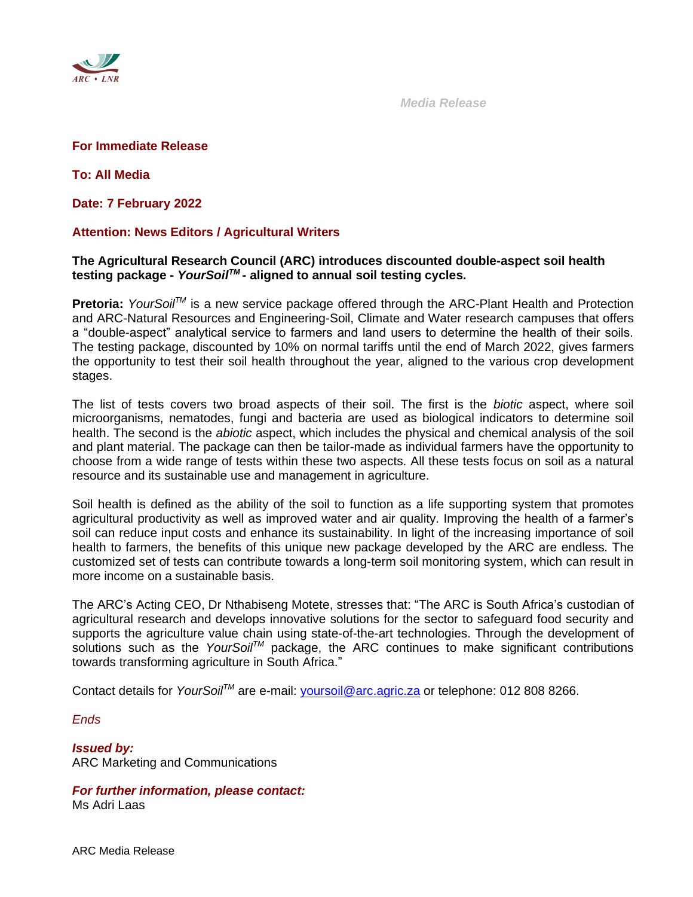*Media Release*

**For Immediate Release**

**To: All Media**

**Date: 7 February 2022**

**Attention: News Editors / Agricultural Writers**

**The Agricultural Research Council (ARC) introduces discounted double-aspect soil health testing package - *YourSoil™* - aligned to annual soil testing cycles.**

**Pretoria:** *YourSoil™* is a new service package offered through the ARC-Plant Health and Protection and ARC-Natural Resources and Engineering-Soil, Climate and Water research campuses that offers a "double-aspect" analytical service to farmers and land users to determine the health of their soils. The testing package, discounted by 10% on normal tariffs until the end of March 2022, gives farmers the opportunity to test their soil health throughout the year, aligned to the various crop development stages.

The list of tests covers two broad aspects of their soil. The first is the *biotic* aspect, where soil microorganisms, nematodes, fungi and bacteria are used as biological indicators to determine soil health. The second is the *abiotic* aspect, which includes the physical and chemical analysis of the soil and plant material. The package can then be tailor-made as individual farmers have the opportunity to choose from a wide range of tests within these two aspects. All these tests focus on soil as a natural resource and its sustainable use and management in agriculture.

Soil health is defined as the ability of the soil to function as a life supporting system that promotes agricultural productivity as well as improved water and air quality. Improving the health of a farmer's soil can reduce input costs and enhance its sustainability. In light of the increasing importance of soil health to farmers, the benefits of this unique new package developed by the ARC are endless. The customized set of tests can contribute towards a long-term soil monitoring system, which can result in more income on a sustainable basis.

The ARC's Acting CEO, Dr Nthabiseng Motete, stresses that: "The ARC is South Africa's custodian of agricultural research and develops innovative solutions for the sector to safeguard food security and supports the agriculture value chain using state-of-the-art technologies. Through the development of solutions such as the *YourSoil™* package, the ARC continues to make significant contributions towards transforming agriculture in South Africa."

Contact details for *YourSoil™* are e-mail: yoursoil@arc.agric.za or telephone: 012 808 8266.

*Ends*

***Issued by:***
ARC Marketing and Communications

***For further information, please contact:***
Ms Adri Laas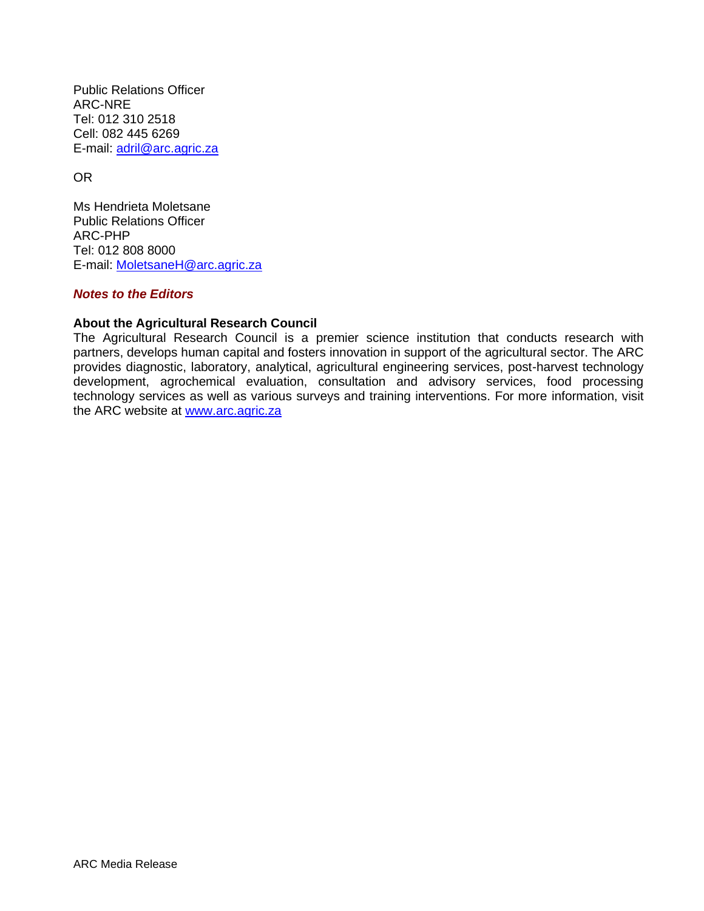Public Relations Officer
ARC-NRE
Tel: 012 310 2518
Cell: 082 445 6269
E-mail: adril@arc.agric.za

OR

Ms Hendrieta Moletsane
Public Relations Officer
ARC-PHP
Tel: 012 808 8000
E-mail: MoletsaneH@arc.agric.za

***Notes to the Editors***

**About the Agricultural Research Council**

The Agricultural Research Council is a premier science institution that conducts research with partners, develops human capital and fosters innovation in support of the agricultural sector. The ARC provides diagnostic, laboratory, analytical, agricultural engineering services, post-harvest technology development, agrochemical evaluation, consultation and advisory services, food processing technology services as well as various surveys and training interventions. For more information, visit the ARC website at www.arc.agric.za